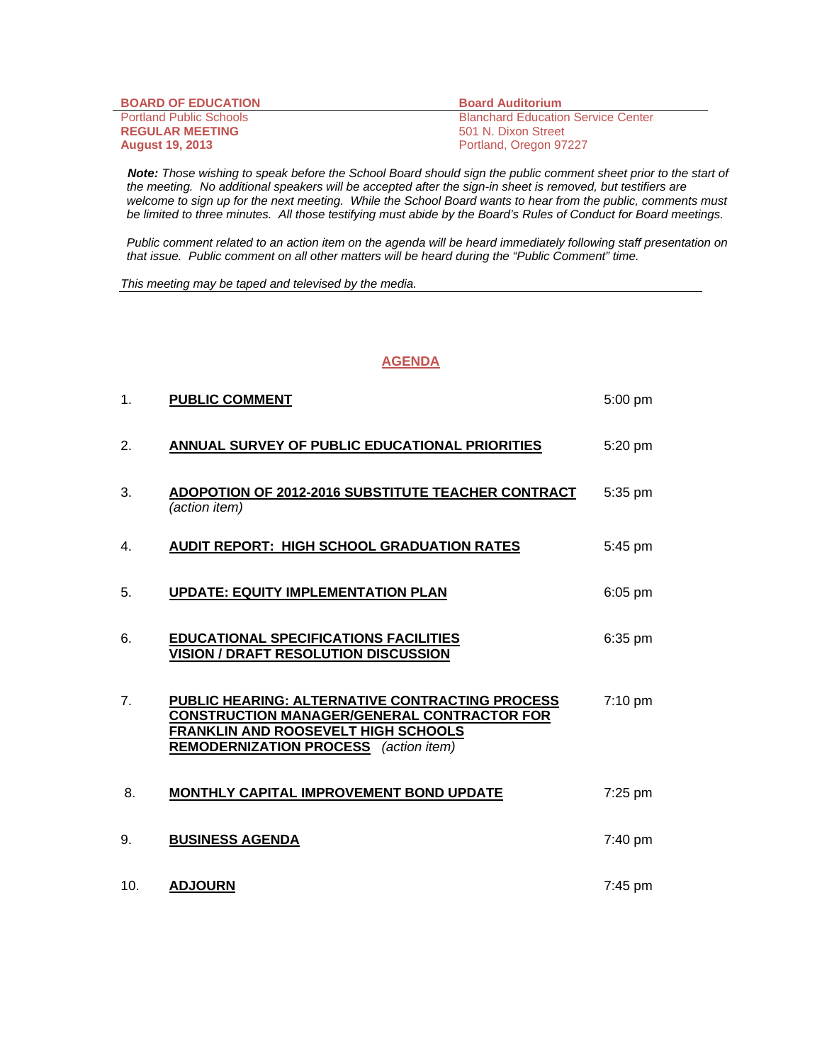**BOARD OF EDUCATION**
Portland Public Schools
**REGULAR MEETING**
**August 19, 2013**

**Board Auditorium**
Blanchard Education Service Center
501 N. Dixon Street
Portland, Oregon 97227

***Note:*** *Those wishing to speak before the School Board should sign the public comment sheet prior to the start of the meeting. No additional speakers will be accepted after the sign-in sheet is removed, but testifiers are welcome to sign up for the next meeting. While the School Board wants to hear from the public, comments must be limited to three minutes. All those testifying must abide by the Board's Rules of Conduct for Board meetings.*

*Public comment related to an action item on the agenda will be heard immediately following staff presentation on that issue. Public comment on all other matters will be heard during the "Public Comment" time.*

*This meeting may be taped and televised by the media.*

## AGENDA

| | | |
|---|---|---|
| 1. | **PUBLIC COMMENT** | 5:00 pm |
| 2. | **ANNUAL SURVEY OF PUBLIC EDUCATIONAL PRIORITIES** | 5:20 pm |
| 3. | **ADOPOTION OF 2012-2016 SUBSTITUTE TEACHER CONTRACT** *(action item)* | 5:35 pm |
| 4. | **AUDIT REPORT: HIGH SCHOOL GRADUATION RATES** | 5:45 pm |
| 5. | **UPDATE: EQUITY IMPLEMENTATION PLAN** | 6:05 pm |
| 6. | **EDUCATIONAL SPECIFICATIONS FACILITIES VISION / DRAFT RESOLUTION DISCUSSION** | 6:35 pm |
| 7. | **PUBLIC HEARING: ALTERNATIVE CONTRACTING PROCESS CONSTRUCTION MANAGER/GENERAL CONTRACTOR FOR FRANKLIN AND ROOSEVELT HIGH SCHOOLS REMODERNIZATION PROCESS** *(action item)* | 7:10 pm |
| 8. | **MONTHLY CAPITAL IMPROVEMENT BOND UPDATE** | 7:25 pm |
| 9. | **BUSINESS AGENDA** | 7:40 pm |
| 10. | **ADJOURN** | 7:45 pm |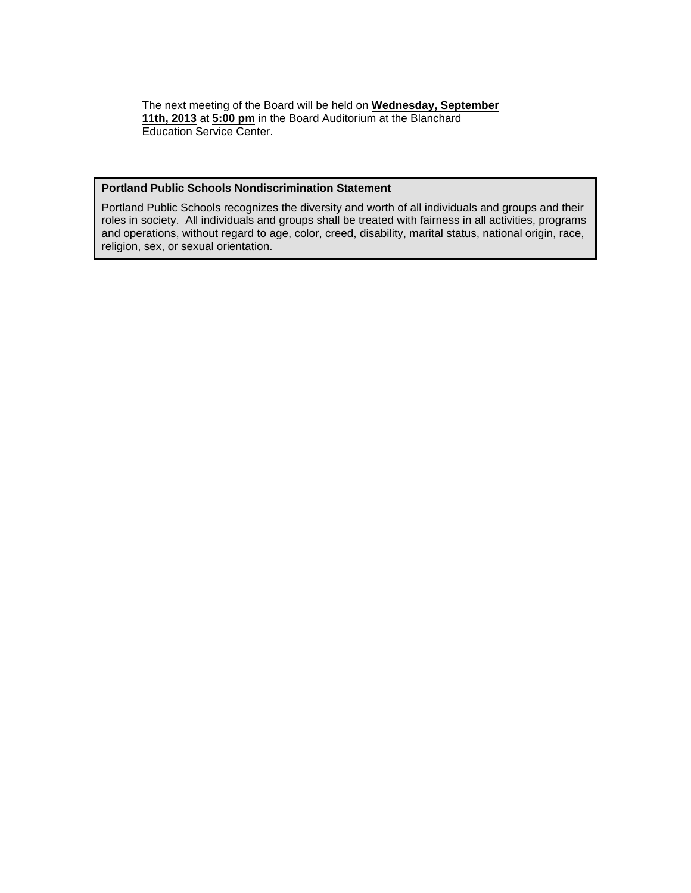The next meeting of the Board will be held on **Wednesday, September 11th, 2013** at **5:00 pm** in the Board Auditorium at the Blanchard Education Service Center.

**Portland Public Schools Nondiscrimination Statement**

Portland Public Schools recognizes the diversity and worth of all individuals and groups and their roles in society. All individuals and groups shall be treated with fairness in all activities, programs and operations, without regard to age, color, creed, disability, marital status, national origin, race, religion, sex, or sexual orientation.